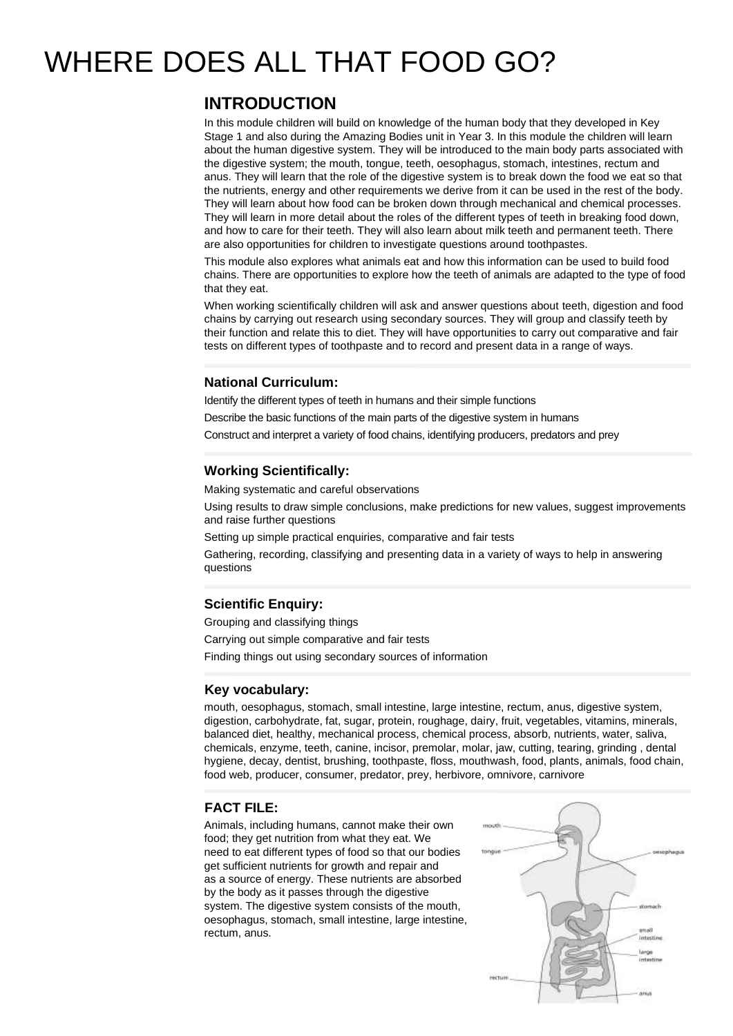# WHERE DOES ALL THAT FOOD GO?

## INTRODUCTION

In this module children will build on knowledge of the human body that they developed in Key Stage 1 and also during the Amazing Bodies unit in Year 3. In this module the children will learn about the human digestive system. They will be introduced to the main body parts associated with the digestive system; the mouth, tongue, teeth, oesophagus, stomach, intestines, rectum and anus. They will learn that the role of the digestive system is to break down the food we eat so that the nutrients, energy and other requirements we derive from it can be used in the rest of the body. They will learn about how food can be broken down through mechanical and chemical processes. They will learn in more detail about the roles of the different types of teeth in breaking food down, and how to care for their teeth. They will also learn about milk teeth and permanent teeth. There are also opportunities for children to investigate questions around toothpastes.

This module also explores what animals eat and how this information can be used to build food chains. There are opportunities to explore how the teeth of animals are adapted to the type of food that they eat.

When working scientifically children will ask and answer questions about teeth, digestion and food chains by carrying out research using secondary sources. They will group and classify teeth by their function and relate this to diet. They will have opportunities to carry out comparative and fair tests on different types of toothpaste and to record and present data in a range of ways.

### National Curriculum:

Identify the different types of teeth in humans and their simple functions

Describe the basic functions of the main parts of the digestive system in humans

Construct and interpret a variety of food chains, identifying producers, predators and prey

### Working Scientifically:

Making systematic and careful observations

Using results to draw simple conclusions, make predictions for new values, suggest improvements and raise further questions

Setting up simple practical enquiries, comparative and fair tests

Gathering, recording, classifying and presenting data in a variety of ways to help in answering questions

### Scientific Enquiry:

Grouping and classifying things

Carrying out simple comparative and fair tests

Finding things out using secondary sources of information

### Key vocabulary:

mouth, oesophagus, stomach, small intestine, large intestine, rectum, anus, digestive system, digestion, carbohydrate, fat, sugar, protein, roughage, dairy, fruit, vegetables, vitamins, minerals, balanced diet, healthy, mechanical process, chemical process, absorb, nutrients, water, saliva, chemicals, enzyme, teeth, canine, incisor, premolar, molar, jaw, cutting, tearing, grinding , dental hygiene, decay, dentist, brushing, toothpaste, floss, mouthwash, food, plants, animals, food chain, food web, producer, consumer, predator, prey, herbivore, omnivore, carnivore

### FACT FILE:

Animals, including humans, cannot make their own food; they get nutrition from what they eat. We need to eat different types of food so that our bodies get sufficient nutrients for growth and repair and as a source of energy. These nutrients are absorbed by the body as it passes through the digestive system. The digestive system consists of the mouth, oesophagus, stomach, small intestine, large intestine, rectum, anus.

mouth, tongue, oesophagus, stomach, small intestine, large intestine, rectum, anus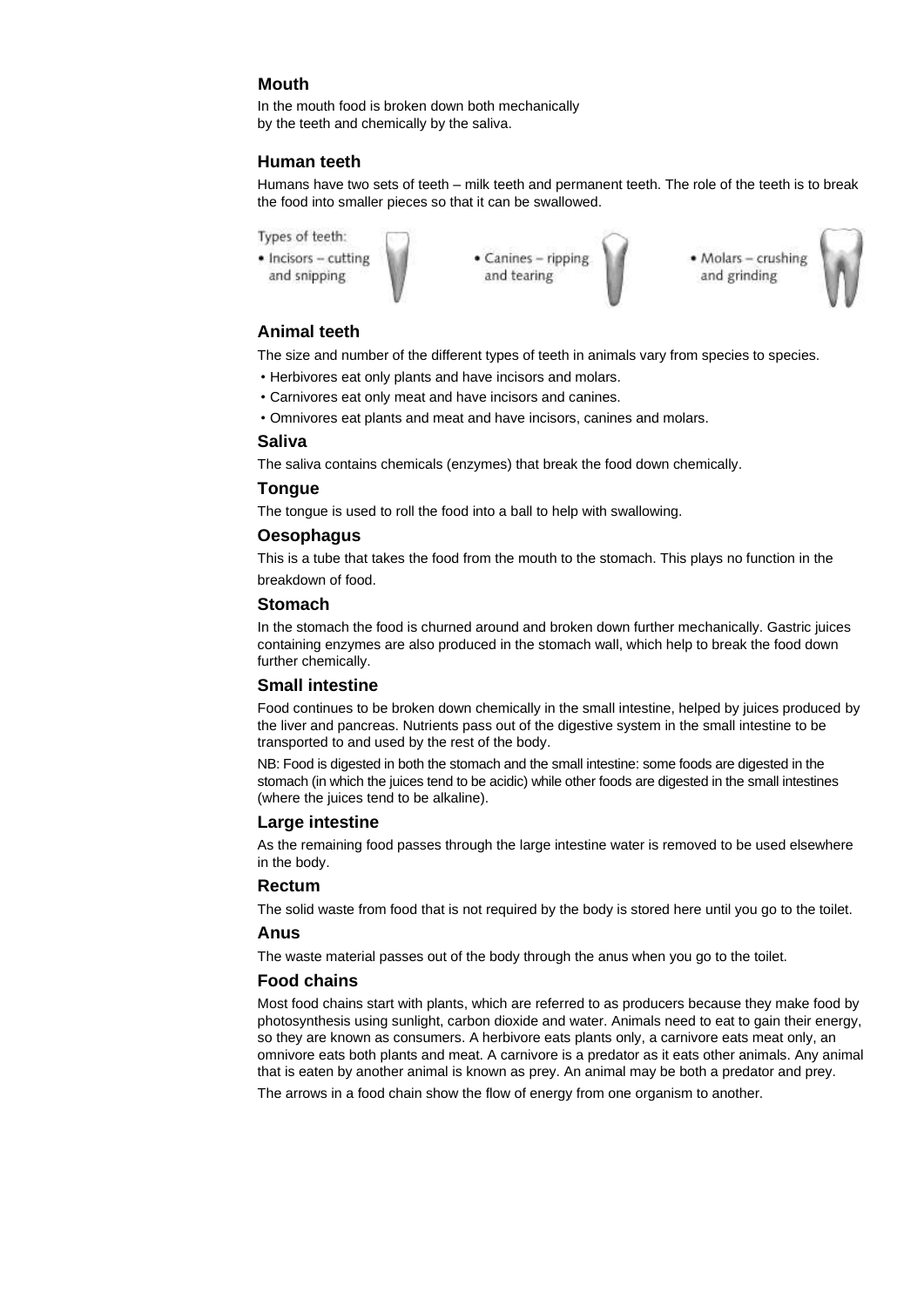## Mouth

In the mouth food is broken down both mechanically by the teeth and chemically by the saliva.

## Human teeth

Humans have two sets of teeth – milk teeth and permanent teeth. The role of the teeth is to break the food into smaller pieces so that it can be swallowed.

Types of teeth:

- Incisors – cutting and snipping
- Canines – ripping and tearing
- Molars – crushing and grinding

## Animal teeth

The size and number of the different types of teeth in animals vary from species to species.

- Herbivores eat only plants and have incisors and molars.
- Carnivores eat only meat and have incisors and canines.
- Omnivores eat plants and meat and have incisors, canines and molars.

## Saliva

The saliva contains chemicals (enzymes) that break the food down chemically.

## Tongue

The tongue is used to roll the food into a ball to help with swallowing.

## Oesophagus

This is a tube that takes the food from the mouth to the stomach. This plays no function in the breakdown of food.

## Stomach

In the stomach the food is churned around and broken down further mechanically. Gastric juices containing enzymes are also produced in the stomach wall, which help to break the food down further chemically.

## Small intestine

Food continues to be broken down chemically in the small intestine, helped by juices produced by the liver and pancreas. Nutrients pass out of the digestive system in the small intestine to be transported to and used by the rest of the body.

NB: Food is digested in both the stomach and the small intestine: some foods are digested in the stomach (in which the juices tend to be acidic) while other foods are digested in the small intestines (where the juices tend to be alkaline).

## Large intestine

As the remaining food passes through the large intestine water is removed to be used elsewhere in the body.

## Rectum

The solid waste from food that is not required by the body is stored here until you go to the toilet.

## Anus

The waste material passes out of the body through the anus when you go to the toilet.

## Food chains

Most food chains start with plants, which are referred to as producers because they make food by photosynthesis using sunlight, carbon dioxide and water. Animals need to eat to gain their energy, so they are known as consumers. A herbivore eats plants only, a carnivore eats meat only, an omnivore eats both plants and meat. A carnivore is a predator as it eats other animals. Any animal that is eaten by another animal is known as prey. An animal may be both a predator and prey.

The arrows in a food chain show the flow of energy from one organism to another.